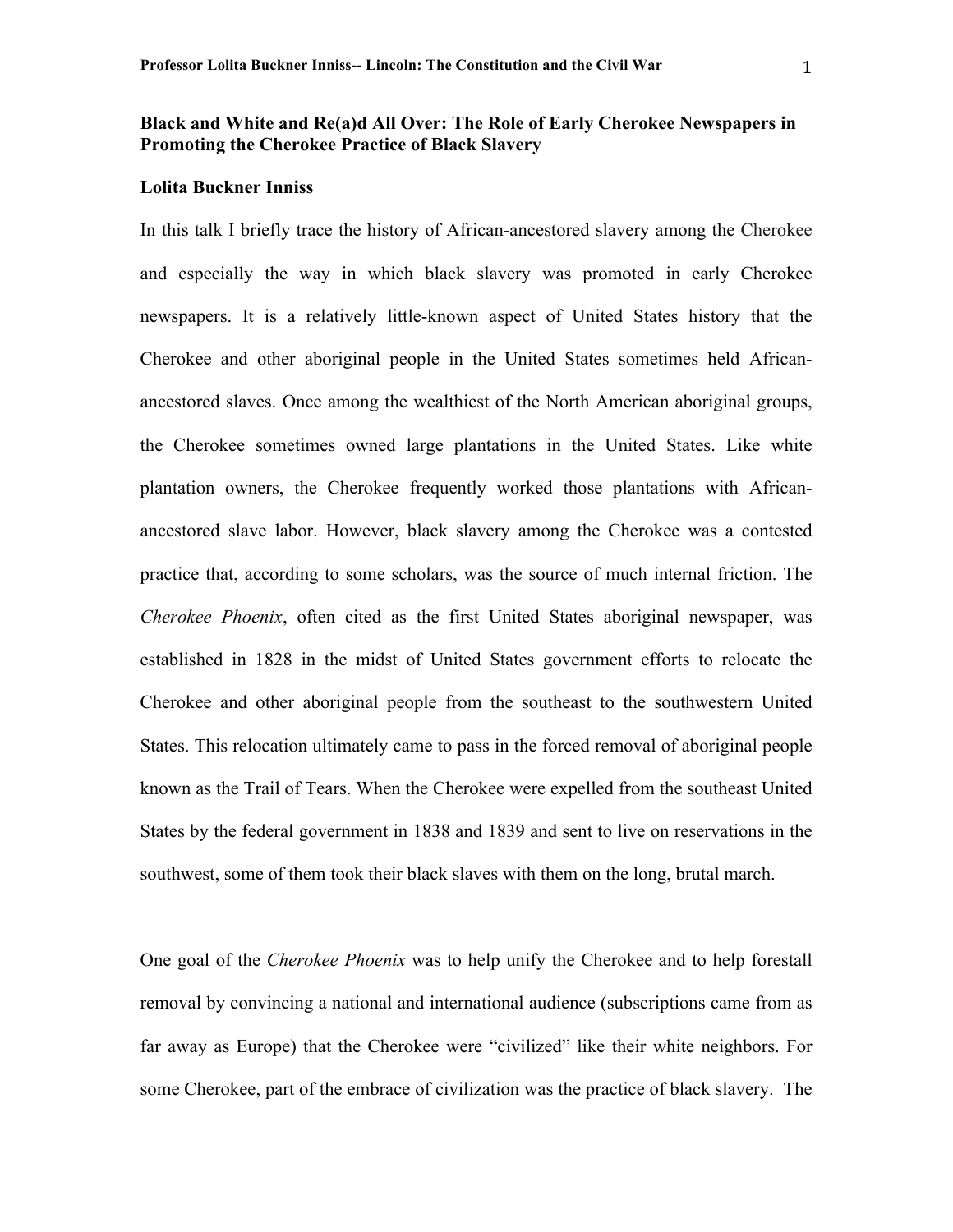## Black and White and Re(a)d All Over: The Role of Early Cherokee Newspapers in Promoting the Cherokee Practice of Black Slavery

**Lolita Buckner Inniss**

In this talk I briefly trace the history of African-ancestored slavery among the Cherokee and especially the way in which black slavery was promoted in early Cherokee newspapers. It is a relatively little-known aspect of United States history that the Cherokee and other aboriginal people in the United States sometimes held African-ancestored slaves. Once among the wealthiest of the North American aboriginal groups, the Cherokee sometimes owned large plantations in the United States. Like white plantation owners, the Cherokee frequently worked those plantations with African-ancestored slave labor. However, black slavery among the Cherokee was a contested practice that, according to some scholars, was the source of much internal friction. The *Cherokee Phoenix*, often cited as the first United States aboriginal newspaper, was established in 1828 in the midst of United States government efforts to relocate the Cherokee and other aboriginal people from the southeast to the southwestern United States. This relocation ultimately came to pass in the forced removal of aboriginal people known as the Trail of Tears. When the Cherokee were expelled from the southeast United States by the federal government in 1838 and 1839 and sent to live on reservations in the southwest, some of them took their black slaves with them on the long, brutal march.

One goal of the *Cherokee Phoenix* was to help unify the Cherokee and to help forestall removal by convincing a national and international audience (subscriptions came from as far away as Europe) that the Cherokee were "civilized" like their white neighbors. For some Cherokee, part of the embrace of civilization was the practice of black slavery. The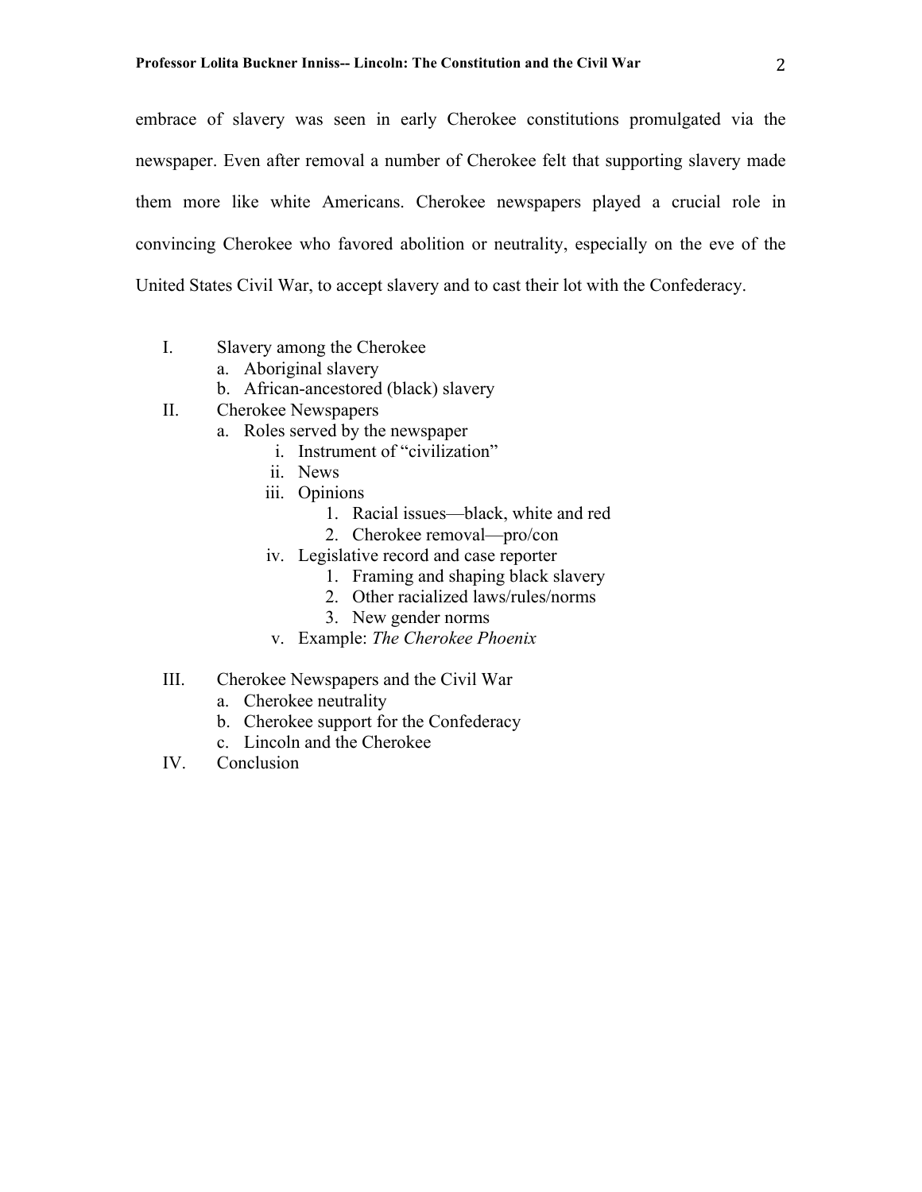embrace of slavery was seen in early Cherokee constitutions promulgated via the newspaper. Even after removal a number of Cherokee felt that supporting slavery made them more like white Americans. Cherokee newspapers played a crucial role in convincing Cherokee who favored abolition or neutrality, especially on the eve of the United States Civil War, to accept slavery and to cast their lot with the Confederacy.

- I. Slavery among the Cherokee
  - a. Aboriginal slavery
  - b. African-ancestored (black) slavery
- II. Cherokee Newspapers
  - a. Roles served by the newspaper
    - i. Instrument of "civilization"
    - ii. News
    - iii. Opinions
      1. Racial issues—black, white and red
      2. Cherokee removal—pro/con
    - iv. Legislative record and case reporter
      1. Framing and shaping black slavery
      2. Other racialized laws/rules/norms
      3. New gender norms
    - v. Example: *The Cherokee Phoenix*
- III. Cherokee Newspapers and the Civil War
  - a. Cherokee neutrality
  - b. Cherokee support for the Confederacy
  - c. Lincoln and the Cherokee
- IV. Conclusion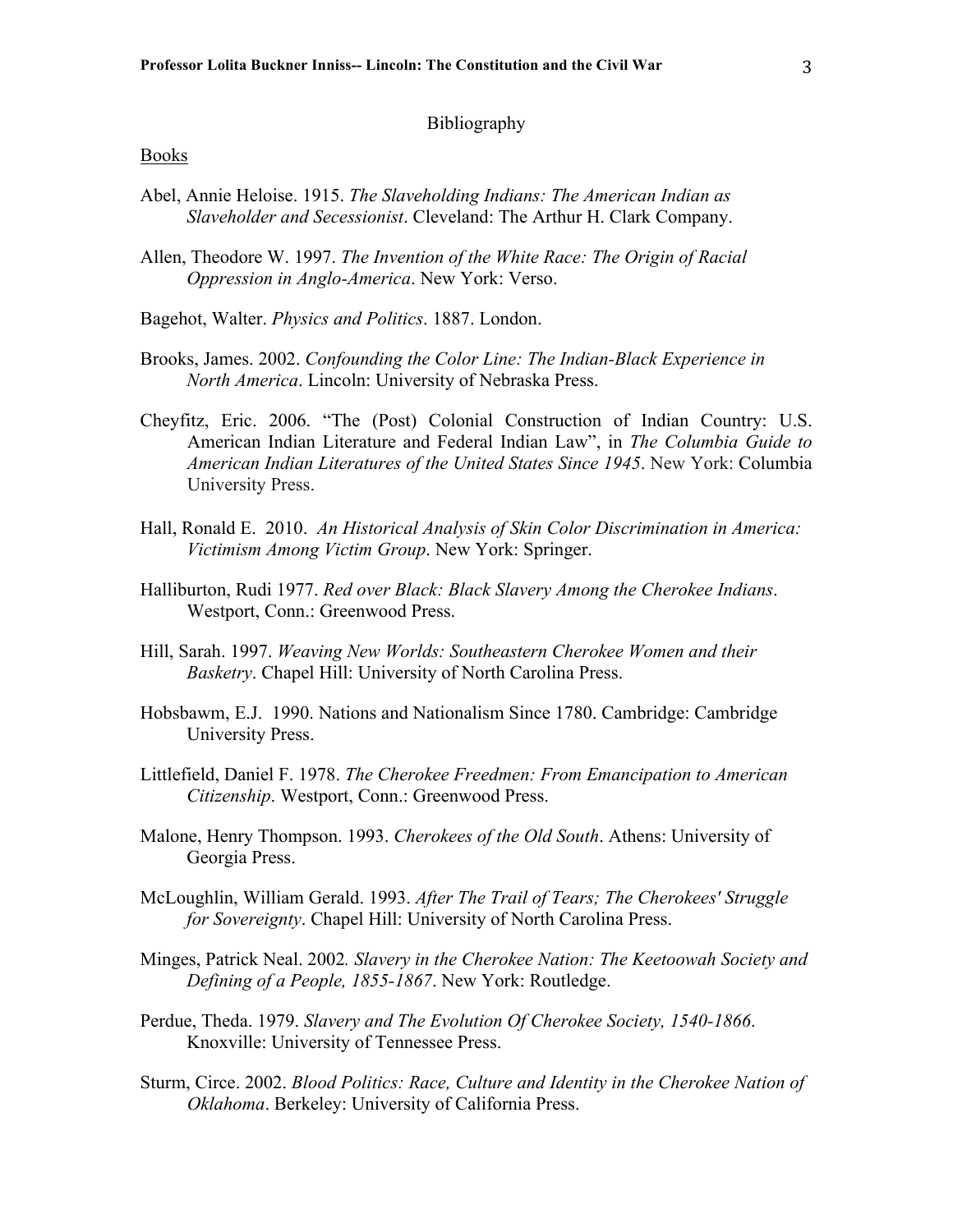Bibliography

Books

Abel, Annie Heloise. 1915. *The Slaveholding Indians: The American Indian as Slaveholder and Secessionist*. Cleveland: The Arthur H. Clark Company.

Allen, Theodore W. 1997. *The Invention of the White Race: The Origin of Racial Oppression in Anglo-America*. New York: Verso.

Bagehot, Walter. *Physics and Politics*. 1887. London.

Brooks, James. 2002. *Confounding the Color Line: The Indian-Black Experience in North America*. Lincoln: University of Nebraska Press.

Cheyfitz, Eric. 2006. "The (Post) Colonial Construction of Indian Country: U.S. American Indian Literature and Federal Indian Law", in *The Columbia Guide to American Indian Literatures of the United States Since 1945*. New York: Columbia University Press.

Hall, Ronald E. 2010. *An Historical Analysis of Skin Color Discrimination in America: Victimism Among Victim Group*. New York: Springer.

Halliburton, Rudi 1977. *Red over Black: Black Slavery Among the Cherokee Indians*. Westport, Conn.: Greenwood Press.

Hill, Sarah. 1997. *Weaving New Worlds: Southeastern Cherokee Women and their Basketry*. Chapel Hill: University of North Carolina Press.

Hobsbawm, E.J. 1990. Nations and Nationalism Since 1780. Cambridge: Cambridge University Press.

Littlefield, Daniel F. 1978. *The Cherokee Freedmen: From Emancipation to American Citizenship*. Westport, Conn.: Greenwood Press.

Malone, Henry Thompson. 1993. *Cherokees of the Old South*. Athens: University of Georgia Press.

McLoughlin, William Gerald. 1993. *After The Trail of Tears; The Cherokees' Struggle for Sovereignty*. Chapel Hill: University of North Carolina Press.

Minges, Patrick Neal. 2002*. Slavery in the Cherokee Nation: The Keetoowah Society and Defining of a People, 1855-1867*. New York: Routledge.

Perdue, Theda. 1979. *Slavery and The Evolution Of Cherokee Society, 1540-1866*. Knoxville: University of Tennessee Press.

Sturm, Circe. 2002. *Blood Politics: Race, Culture and Identity in the Cherokee Nation of Oklahoma*. Berkeley: University of California Press.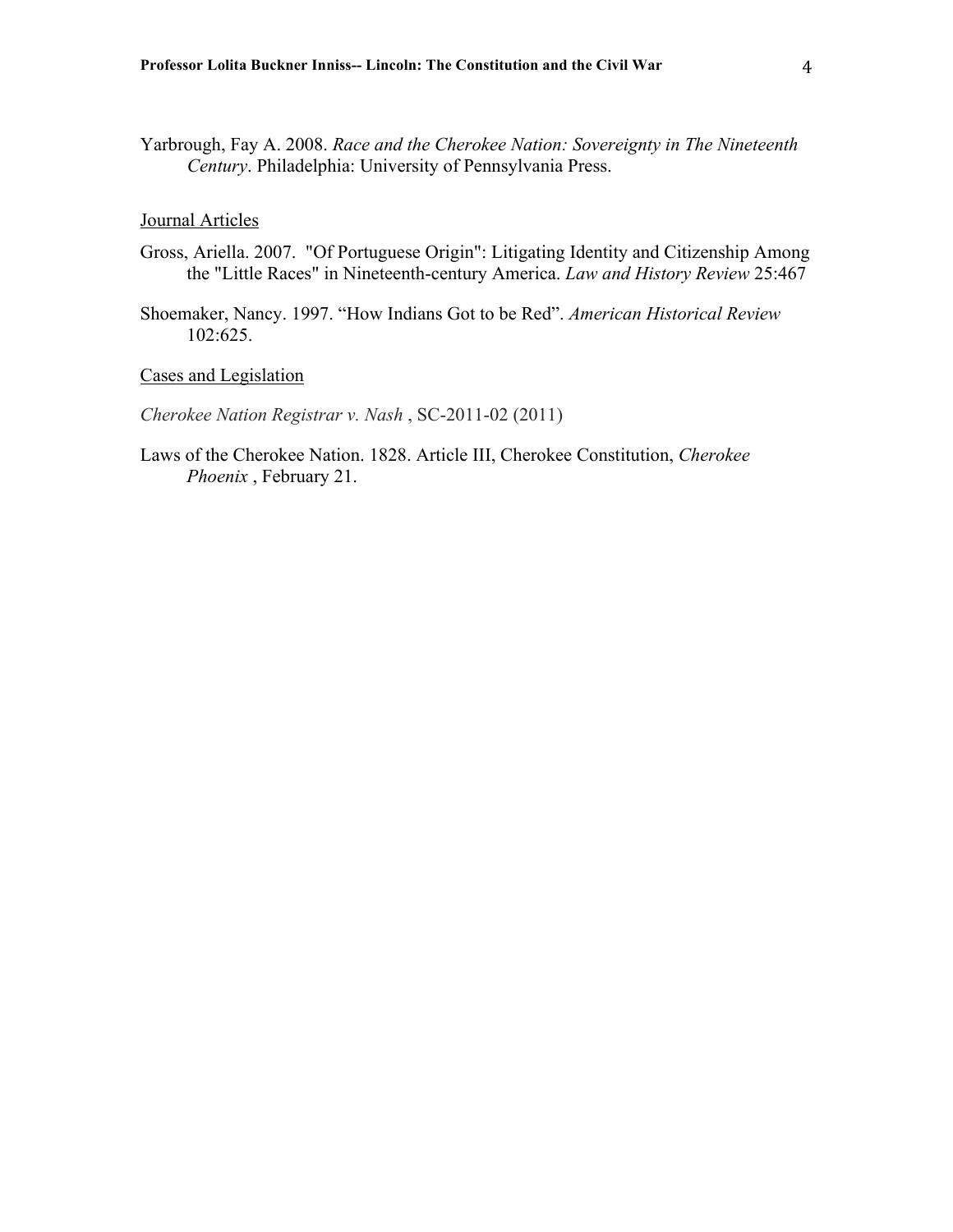Yarbrough, Fay A. 2008. *Race and the Cherokee Nation: Sovereignty in The Nineteenth Century*. Philadelphia: University of Pennsylvania Press.

Journal Articles

Gross, Ariella. 2007. "Of Portuguese Origin": Litigating Identity and Citizenship Among the "Little Races" in Nineteenth-century America. *Law and History Review* 25:467

Shoemaker, Nancy. 1997. "How Indians Got to be Red". *American Historical Review* 102:625.

Cases and Legislation

*Cherokee Nation Registrar v. Nash* , SC-2011-02 (2011)

Laws of the Cherokee Nation. 1828. Article III, Cherokee Constitution, *Cherokee Phoenix* , February 21.